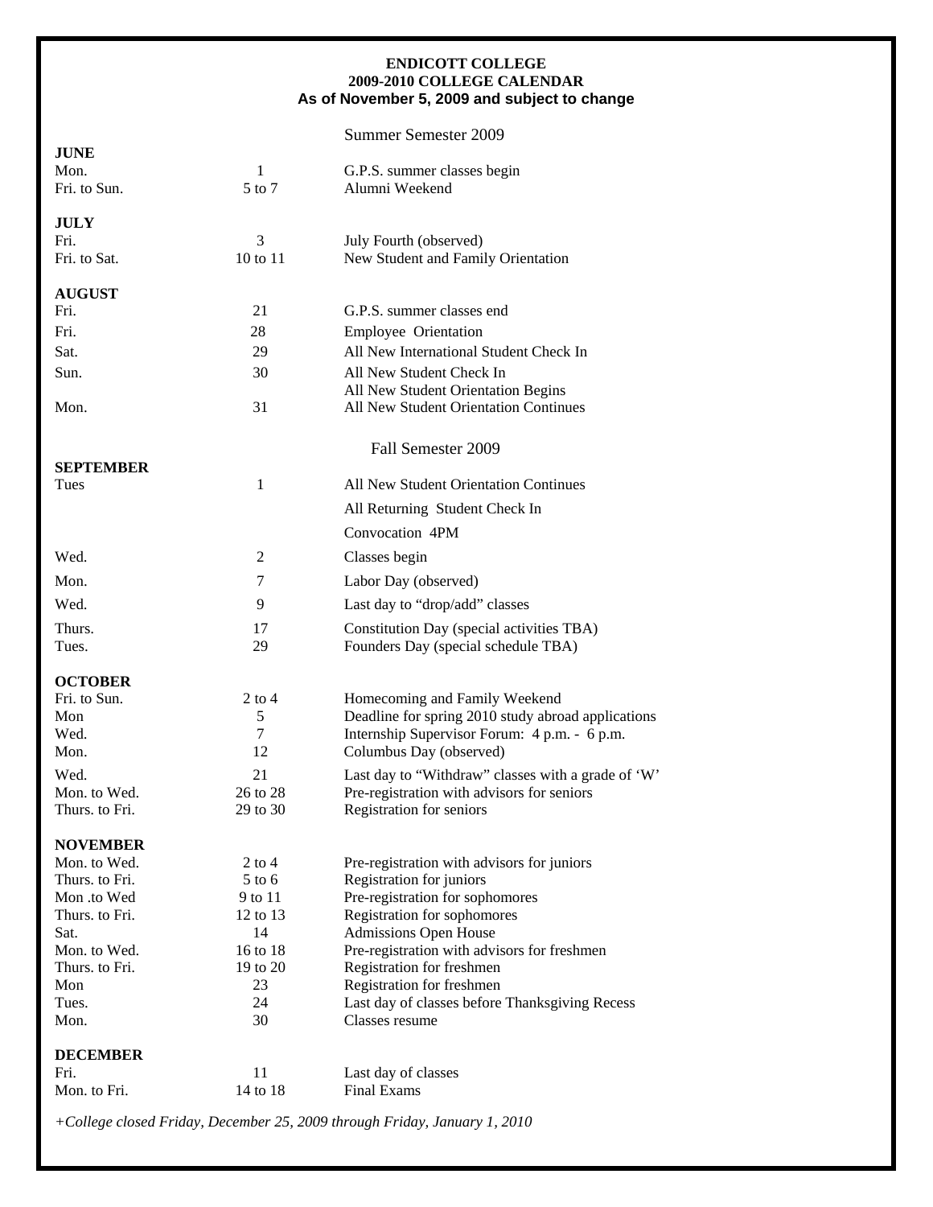**ENDICOTT COLLEGE**
**2009-2010 COLLEGE CALENDAR**
**As of November 5, 2009 and subject to change**

## Summer Semester 2009

### JUNE

| | | |
|---|---|---|
| Mon. | 1 | G.P.S. summer classes begin |
| Fri. to Sun. | 5 to 7 | Alumni Weekend |

### JULY

| | | |
|---|---|---|
| Fri. | 3 | July Fourth (observed) |
| Fri. to Sat. | 10 to 11 | New Student and Family Orientation |

### AUGUST

| | | |
|---|---|---|
| Fri. | 21 | G.P.S. summer classes end |
| Fri. | 28 | Employee Orientation |
| Sat. | 29 | All New International Student Check In |
| Sun. | 30 | All New Student Check In |
| | | All New Student Orientation Begins |
| Mon. | 31 | All New Student Orientation Continues |

## Fall Semester 2009

### SEPTEMBER

| | | |
|---|---|---|
| Tues | 1 | All New Student Orientation Continues |
| | | All Returning Student Check In |
| | | Convocation 4PM |
| Wed. | 2 | Classes begin |
| Mon. | 7 | Labor Day (observed) |
| Wed. | 9 | Last day to "drop/add" classes |
| Thurs. | 17 | Constitution Day (special activities TBA) |
| Tues. | 29 | Founders Day (special schedule TBA) |

### OCTOBER

| | | |
|---|---|---|
| Fri. to Sun. | 2 to 4 | Homecoming and Family Weekend |
| Mon | 5 | Deadline for spring 2010 study abroad applications |
| Wed. | 7 | Internship Supervisor Forum: 4 p.m. - 6 p.m. |
| Mon. | 12 | Columbus Day (observed) |
| Wed. | 21 | Last day to "Withdraw" classes with a grade of 'W' |
| Mon. to Wed. | 26 to 28 | Pre-registration with advisors for seniors |
| Thurs. to Fri. | 29 to 30 | Registration for seniors |

### NOVEMBER

| | | |
|---|---|---|
| Mon. to Wed. | 2 to 4 | Pre-registration with advisors for juniors |
| Thurs. to Fri. | 5 to 6 | Registration for juniors |
| Mon .to Wed | 9 to 11 | Pre-registration for sophomores |
| Thurs. to Fri. | 12 to 13 | Registration for sophomores |
| Sat. | 14 | Admissions Open House |
| Mon. to Wed. | 16 to 18 | Pre-registration with advisors for freshmen |
| Thurs. to Fri. | 19 to 20 | Registration for freshmen |
| Mon | 23 | Registration for freshmen |
| Tues. | 24 | Last day of classes before Thanksgiving Recess |
| Mon. | 30 | Classes resume |

### DECEMBER

| | | |
|---|---|---|
| Fri. | 11 | Last day of classes |
| Mon. to Fri. | 14 to 18 | Final Exams |

*+College closed Friday, December 25, 2009 through Friday, January 1, 2010*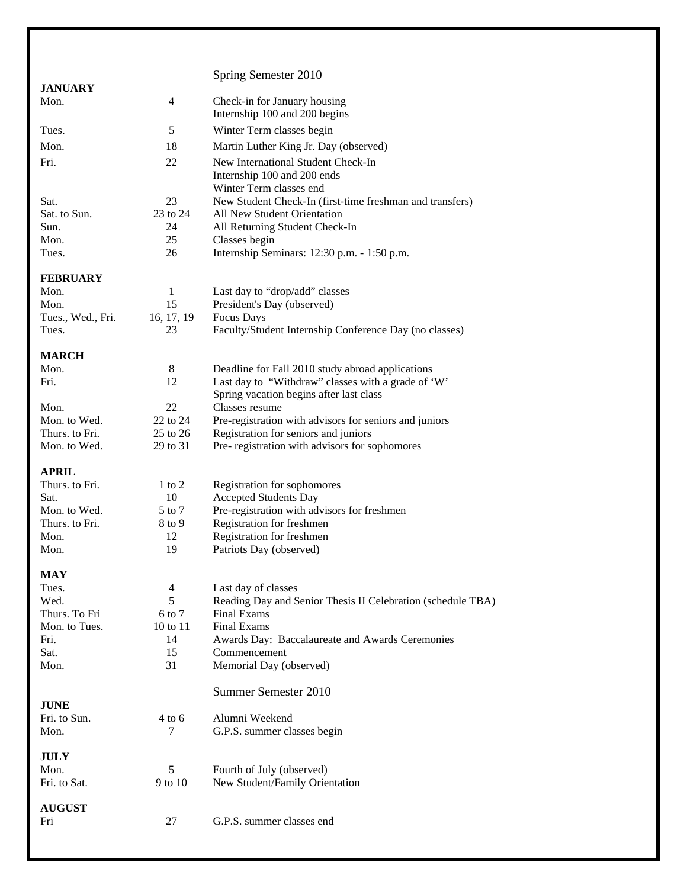## Spring Semester 2010

### JANUARY

| | | |
|---|---|---|
| Mon. | 4 | Check-in for January housing<br>Internship 100 and 200 begins |
| Tues. | 5 | Winter Term classes begin |
| Mon. | 18 | Martin Luther King Jr. Day (observed) |
| Fri. | 22 | New International Student Check-In<br>Internship 100 and 200 ends<br>Winter Term classes end |
| Sat. | 23 | New Student Check-In (first-time freshman and transfers) |
| Sat. to Sun. | 23 to 24 | All New Student Orientation |
| Sun. | 24 | All Returning Student Check-In |
| Mon. | 25 | Classes begin |
| Tues. | 26 | Internship Seminars: 12:30 p.m. - 1:50 p.m. |

### FEBRUARY

| | | |
|---|---|---|
| Mon. | 1 | Last day to "drop/add" classes |
| Mon. | 15 | President's Day (observed) |
| Tues., Wed., Fri. | 16, 17, 19 | Focus Days |
| Tues. | 23 | Faculty/Student Internship Conference Day (no classes) |

### MARCH

| | | |
|---|---|---|
| Mon. | 8 | Deadline for Fall 2010 study abroad applications |
| Fri. | 12 | Last day to "Withdraw" classes with a grade of 'W'<br>Spring vacation begins after last class |
| Mon. | 22 | Classes resume |
| Mon. to Wed. | 22 to 24 | Pre-registration with advisors for seniors and juniors |
| Thurs. to Fri. | 25 to 26 | Registration for seniors and juniors |
| Mon. to Wed. | 29 to 31 | Pre- registration with advisors for sophomores |

### APRIL

| | | |
|---|---|---|
| Thurs. to Fri. | 1 to 2 | Registration for sophomores |
| Sat. | 10 | Accepted Students Day |
| Mon. to Wed. | 5 to 7 | Pre-registration with advisors for freshmen |
| Thurs. to Fri. | 8 to 9 | Registration for freshmen |
| Mon. | 12 | Registration for freshmen |
| Mon. | 19 | Patriots Day (observed) |

### MAY

| | | |
|---|---|---|
| Tues. | 4 | Last day of classes |
| Wed. | 5 | Reading Day and Senior Thesis II Celebration (schedule TBA) |
| Thurs. To Fri | 6 to 7 | Final Exams |
| Mon. to Tues. | 10 to 11 | Final Exams |
| Fri. | 14 | Awards Day: Baccalaureate and Awards Ceremonies |
| Sat. | 15 | Commencement |
| Mon. | 31 | Memorial Day (observed) |

## Summer Semester 2010

### JUNE

| | | |
|---|---|---|
| Fri. to Sun. | 4 to 6 | Alumni Weekend |
| Mon. | 7 | G.P.S. summer classes begin |

### JULY

| | | |
|---|---|---|
| Mon. | 5 | Fourth of July (observed) |
| Fri. to Sat. | 9 to 10 | New Student/Family Orientation |

### AUGUST

| | | |
|---|---|---|
| Fri | 27 | G.P.S. summer classes end |